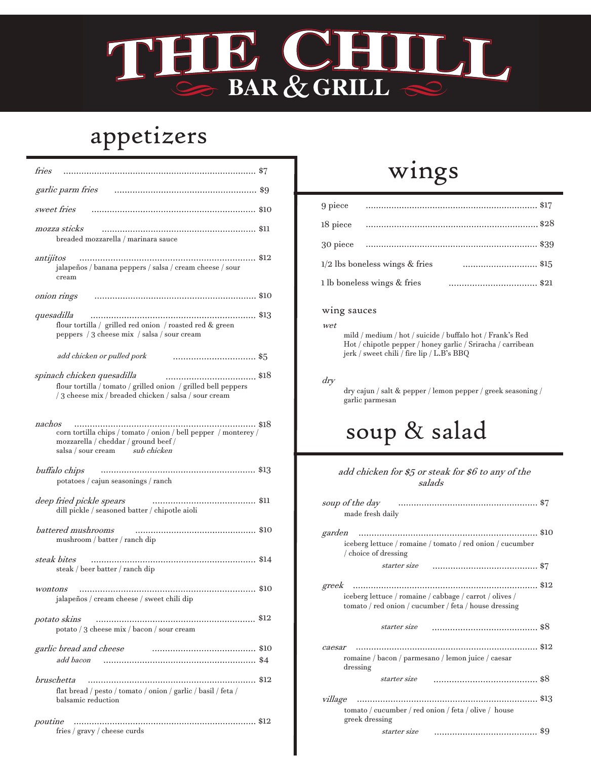# THE CHILL
## BAR & GRILL

## appetizers

*fries* .......... $7

*garlic parm fries* .......... $9

*sweet fries* .......... $10

*mozza sticks* .......... $11
breaded mozzarella / marinara sauce

*antijitos* .......... $12
jalapeños / banana peppers / salsa / cream cheese / sour cream

*onion rings* .......... $10

*quesadilla* .......... $13
flour tortilla / grilled red onion / roasted red & green peppers / 3 cheese mix / salsa / sour cream

*add chicken or pulled pork* .......... $5

*spinach chicken quesadilla* .......... $18
flour tortilla / tomato / grilled onion / grilled bell peppers / 3 cheese mix / breaded chicken / salsa / sour cream

*nachos* .......... $18
corn tortilla chips / tomato / onion / bell pepper / monterey / mozzarella / cheddar / ground beef / salsa / sour cream *sub chicken*

*buffalo chips* .......... $13
potatoes / cajun seasonings / ranch

*deep fried pickle spears* .......... $11
dill pickle / seasoned batter / chipotle aioli

*battered mushrooms* .......... $10
mushroom / batter / ranch dip

*steak bites* .......... $14
steak / beer batter / ranch dip

*wontons* .......... $10
jalapeños / cream cheese / sweet chili dip

*potato skins* .......... $12
potato / 3 cheese mix / bacon / sour cream

*garlic bread and cheese* .......... $10
*add bacon* .......... $4

*bruschetta* .......... $12
flat bread / pesto / tomato / onion / garlic / basil / feta / balsamic reduction

*poutine* .......... $12
fries / gravy / cheese curds

## wings

9 piece .......... $17

18 piece .......... $28

30 piece .......... $39

1/2 lbs boneless wings & fries .......... $15

1 lb boneless wings & fries .......... $21

### wing sauces

*wet*
mild / medium / hot / suicide / buffalo hot / Frank's Red Hot / chipotle pepper / honey garlic / Sriracha / carribean jerk / sweet chili / fire lip / L.B's BBQ

*dry*
dry cajun / salt & pepper / lemon pepper / greek seasoning / garlic parmesan

## soup & salad

*add chicken for $5 or steak for $6 to any of the salads*

*soup of the day* .......... $7
made fresh daily

*garden* .......... $10
iceberg lettuce / romaine / tomato / red onion / cucumber / choice of dressing
*starter size* .......... $7

*greek* .......... $12
iceberg lettuce / romaine / cabbage / carrot / olives / tomato / red onion / cucumber / feta / house dressing
*starter size* .......... $8

*caesar* .......... $12
romaine / bacon / parmesano / lemon juice / caesar dressing
*starter size* .......... $8

*village* .......... $13
tomato / cucumber / red onion / feta / olive / house greek dressing
*starter size* .......... $9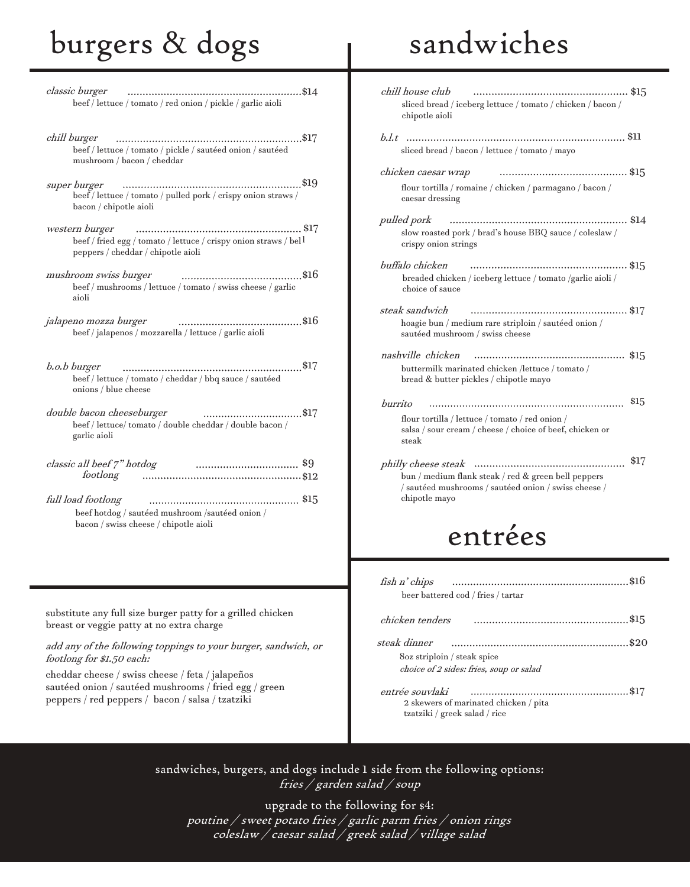# burgers & dogs

*classic burger* ............ $14
beef / lettuce / tomato / red onion / pickle / garlic aioli

*chill burger* ............ $17
beef / lettuce / tomato / pickle / sautéed onion / sautéed mushroom / bacon / cheddar

*super burger* ............ $19
beef / lettuce / tomato / pulled pork / crispy onion straws / bacon / chipotle aioli

*western burger* ............ $17
beef / fried egg / tomato / lettuce / crispy onion straws / bell peppers / cheddar / chipotle aioli

*mushroom swiss burger* ............ $16
beef / mushrooms / lettuce / tomato / swiss cheese / garlic aioli

*jalapeno mozza burger* ............ $16
beef / jalapenos / mozzarella / lettuce / garlic aioli

*b.o.b burger* ............ $17
beef / lettuce / tomato / cheddar / bbq sauce / sautéed onions / blue cheese

*double bacon cheeseburger* ............ $17
beef / lettuce/ tomato / double cheddar / double bacon / garlic aioli

*classic all beef 7" hotdog* ............ $9
*footlong* ............ $12

*full load footlong* ............ $15
beef hotdog / sautéed mushroom /sautéed onion / bacon / swiss cheese / chipotle aioli

substitute any full size burger patty for a grilled chicken breast or veggie patty at no extra charge

*add any of the following toppings to your burger, sandwich, or footlong for $1.50 each:*

cheddar cheese / swiss cheese / feta / jalapeños
sautéed onion / sautéed mushrooms / fried egg / green peppers / red peppers / bacon / salsa / tzatziki

# sandwiches

*chill house club* ............ $15
sliced bread / iceberg lettuce / tomato / chicken / bacon / chipotle aioli

*b.l.t* ............ $11
sliced bread / bacon / lettuce / tomato / mayo

*chicken caesar wrap* ............ $15
flour tortilla / romaine / chicken / parmagano / bacon / caesar dressing

*pulled pork* ............ $14
slow roasted pork / brad's house BBQ sauce / coleslaw / crispy onion strings

*buffalo chicken* ............ $15
breaded chicken / iceberg lettuce / tomato /garlic aioli / choice of sauce

*steak sandwich* ............ $17
hoagie bun / medium rare striploin / sautéed onion / sautéed mushroom / swiss cheese

*nashville chicken* ............ $15
buttermilk marinated chicken /lettuce / tomato / bread & butter pickles / chipotle mayo

*burrito* ............ $15
flour tortilla / lettuce / tomato / red onion / salsa / sour cream / cheese / choice of beef, chicken or steak

*philly cheese steak* ............ $17
bun / medium flank steak / red & green bell peppers / sautéed mushrooms / sautéed onion / swiss cheese / chipotle mayo

# entrées

*fish n' chips* ............ $16
beer battered cod / fries / tartar

*chicken tenders* ............ $15

*steak dinner* ............ $20
8oz striploin / steak spice
*choice of 2 sides: fries, soup or salad*

*entrée souvlaki* ............ $17
2 skewers of marinated chicken / pita tzatziki / greek salad / rice

sandwiches, burgers, and dogs include 1 side from the following options:
*fries / garden salad / soup*

upgrade to the following for $4:
*poutine / sweet potato fries / garlic parm fries / onion rings coleslaw / caesar salad / greek salad / village salad*